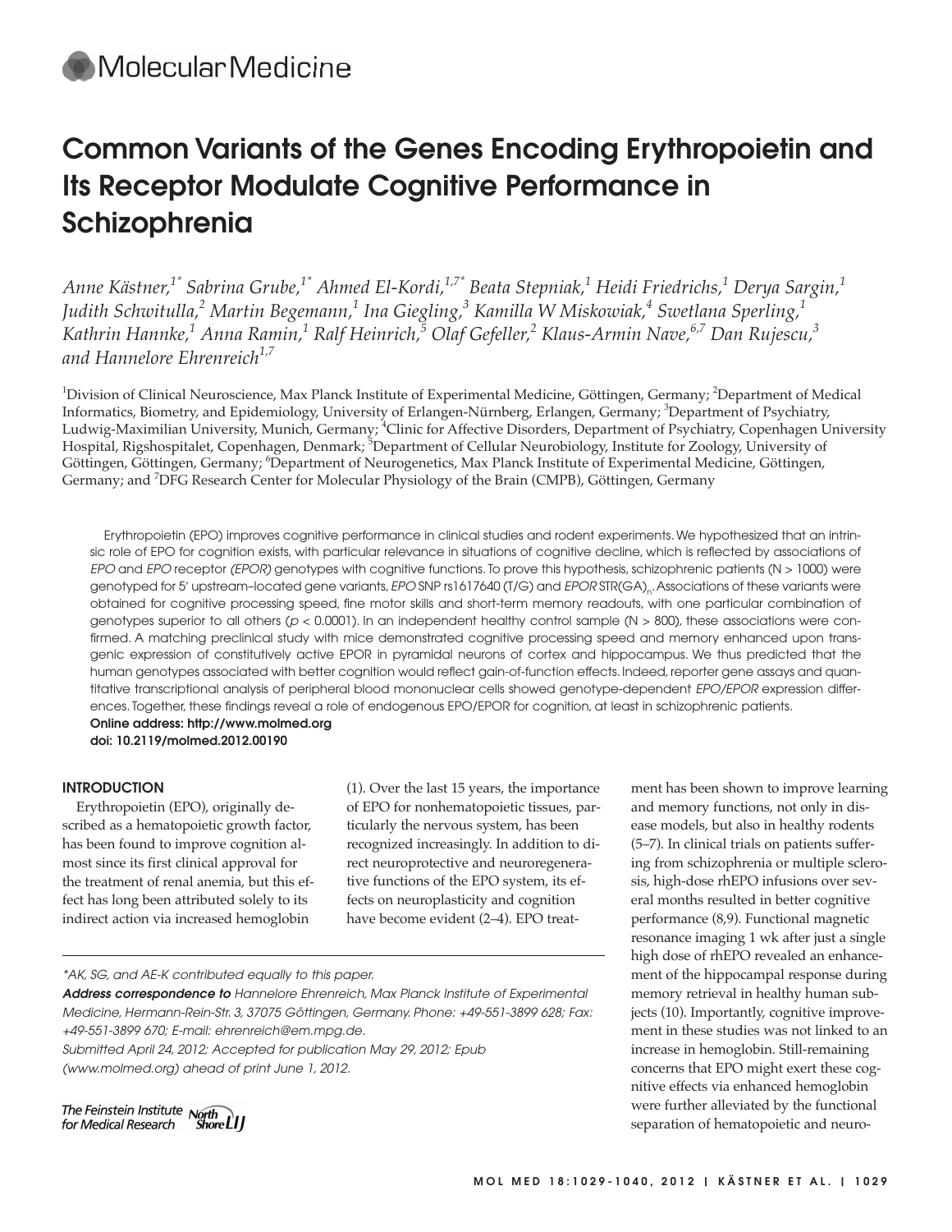# Common Variants of the Genes Encoding Erythropoietin and Its Receptor Modulate Cognitive Performance in Schizophrenia

*Anne Kästner,[1*] Sabrina Grube,[1*] Ahmed El-Kordi,[1,7*] Beata Stepniak,[1] Heidi Friedrichs,[1] Derya Sargin,[1] Judith Schwitulla,[2] Martin Begemann,[1] Ina Giegling,[3] Kamilla W Miskowiak,[4] Swetlana Sperling,[1] Kathrin Hannke,[1] Anna Ramin,[1] Ralf Heinrich,[5] Olaf Gefeller,[2] Klaus-Armin Nave,[6,7] Dan Rujescu,[3] and Hannelore Ehrenreich[1,7]*

[1]Division of Clinical Neuroscience, Max Planck Institute of Experimental Medicine, Göttingen, Germany; [2]Department of Medical Informatics, Biometry, and Epidemiology, University of Erlangen-Nürnberg, Erlangen, Germany; [3]Department of Psychiatry, Ludwig-Maximilian University, Munich, Germany; [4]Clinic for Affective Disorders, Department of Psychiatry, Copenhagen University Hospital, Rigshospitalet, Copenhagen, Denmark; [5]Department of Cellular Neurobiology, Institute for Zoology, University of Göttingen, Göttingen, Germany; [6]Department of Neurogenetics, Max Planck Institute of Experimental Medicine, Göttingen, Germany; and [7]DFG Research Center for Molecular Physiology of the Brain (CMPB), Göttingen, Germany

Erythropoietin (EPO) improves cognitive performance in clinical studies and rodent experiments. We hypothesized that an intrinsic role of EPO for cognition exists, with particular relevance in situations of cognitive decline, which is reflected by associations of *EPO* and *EPO* receptor *(EPOR)* genotypes with cognitive functions. To prove this hypothesis, schizophrenic patients (N > 1000) were genotyped for 5′ upstream–located gene variants, *EPO* SNP rs1617640 (T/G) and *EPOR* STR$(GA)_n$. Associations of these variants were obtained for cognitive processing speed, fine motor skills and short-term memory readouts, with one particular combination of genotypes superior to all others ($p < 0.0001$). In an independent healthy control sample (N > 800), these associations were confirmed. A matching preclinical study with mice demonstrated cognitive processing speed and memory enhanced upon transgenic expression of constitutively active EPOR in pyramidal neurons of cortex and hippocampus. We thus predicted that the human genotypes associated with better cognition would reflect gain-of-function effects. Indeed, reporter gene assays and quantitative transcriptional analysis of peripheral blood mononuclear cells showed genotype-dependent *EPO/EPOR* expression differences. Together, these findings reveal a role of endogenous EPO/EPOR for cognition, at least in schizophrenic patients.

**Online address: http://www.molmed.org**
**doi: 10.2119/molmed.2012.00190**

## INTRODUCTION

Erythropoietin (EPO), originally described as a hematopoietic growth factor, has been found to improve cognition almost since its first clinical approval for the treatment of renal anemia, but this effect has long been attributed solely to its indirect action via increased hemoglobin (1). Over the last 15 years, the importance of EPO for nonhematopoietic tissues, particularly the nervous system, has been recognized increasingly. In addition to direct neuroprotective and neuroregenerative functions of the EPO system, its effects on neuroplasticity and cognition have become evident (2–4). EPO treatment has been shown to improve learning and memory functions, not only in disease models, but also in healthy rodents (5–7). In clinical trials on patients suffering from schizophrenia or multiple sclerosis, high-dose rhEPO infusions over several months resulted in better cognitive performance (8,9). Functional magnetic resonance imaging 1 wk after just a single high dose of rhEPO revealed an enhancement of the hippocampal response during memory retrieval in healthy human subjects (10). Importantly, cognitive improvement in these studies was not linked to an increase in hemoglobin. Still-remaining concerns that EPO might exert these cognitive effects via enhanced hemoglobin were further alleviated by the functional separation of hematopoietic and neuro-

*AK, SG, and AE-K contributed equally to this paper.*

***Address correspondence to** Hannelore Ehrenreich, Max Planck Institute of Experimental Medicine, Hermann-Rein-Str. 3, 37075 Göttingen, Germany. Phone: +49-551-3899 628; Fax: +49-551-3899 670; E-mail: ehrenreich@em.mpg.de.*

*Submitted April 24, 2012; Accepted for publication May 29, 2012; Epub (www.molmed.org) ahead of print June 1, 2012.*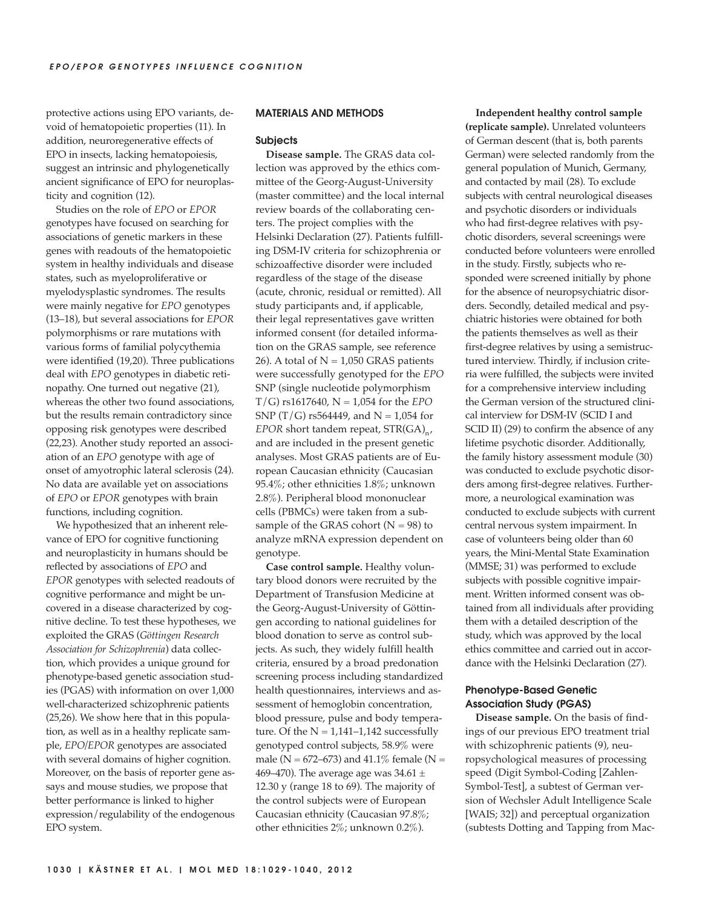protective actions using EPO variants, devoid of hematopoietic properties (11). In addition, neuroregenerative effects of EPO in insects, lacking hematopoiesis, suggest an intrinsic and phylogenetically ancient significance of EPO for neuroplasticity and cognition (12).

Studies on the role of *EPO* or *EPOR* genotypes have focused on searching for associations of genetic markers in these genes with readouts of the hematopoietic system in healthy individuals and disease states, such as myeloproliferative or myelodysplastic syndromes. The results were mainly negative for *EPO* genotypes (13–18), but several associations for *EPOR* polymorphisms or rare mutations with various forms of familial polycythemia were identified (19,20). Three publications deal with *EPO* genotypes in diabetic retinopathy. One turned out negative (21), whereas the other two found associations, but the results remain contradictory since opposing risk genotypes were described (22,23). Another study reported an association of an *EPO* genotype with age of onset of amyotrophic lateral sclerosis (24). No data are available yet on associations of *EPO* or *EPOR* genotypes with brain functions, including cognition.

We hypothesized that an inherent relevance of EPO for cognitive functioning and neuroplasticity in humans should be reflected by associations of *EPO* and *EPOR* genotypes with selected readouts of cognitive performance and might be uncovered in a disease characterized by cognitive decline. To test these hypotheses, we exploited the GRAS (*Göttingen Research Association for Schizophrenia*) data collection, which provides a unique ground for phenotype-based genetic association studies (PGAS) with information on over 1,000 well-characterized schizophrenic patients (25,26). We show here that in this population, as well as in a healthy replicate sample, *EPO*/*EPOR* genotypes are associated with several domains of higher cognition. Moreover, on the basis of reporter gene assays and mouse studies, we propose that better performance is linked to higher expression/regulability of the endogenous EPO system.

## MATERIALS AND METHODS

### Subjects

**Disease sample.** The GRAS data collection was approved by the ethics committee of the Georg-August-University (master committee) and the local internal review boards of the collaborating centers. The project complies with the Helsinki Declaration (27). Patients fulfilling DSM-IV criteria for schizophrenia or schizoaffective disorder were included regardless of the stage of the disease (acute, chronic, residual or remitted). All study participants and, if applicable, their legal representatives gave written informed consent (for detailed information on the GRAS sample, see reference 26). A total of N = 1,050 GRAS patients were successfully genotyped for the *EPO* SNP (single nucleotide polymorphism T/G) rs1617640, N = 1,054 for the *EPO* SNP (T/G) rs564449, and N = 1,054 for *EPOR* short tandem repeat, $STR(GA)_n$, and are included in the present genetic analyses. Most GRAS patients are of European Caucasian ethnicity (Caucasian 95.4%; other ethnicities 1.8%; unknown 2.8%). Peripheral blood mononuclear cells (PBMCs) were taken from a subsample of the GRAS cohort (N = 98) to analyze mRNA expression dependent on genotype.

**Case control sample.** Healthy voluntary blood donors were recruited by the Department of Transfusion Medicine at the Georg-August-University of Göttingen according to national guidelines for blood donation to serve as control subjects. As such, they widely fulfill health criteria, ensured by a broad predonation screening process including standardized health questionnaires, interviews and assessment of hemoglobin concentration, blood pressure, pulse and body temperature. Of the N = 1,141–1,142 successfully genotyped control subjects, 58.9% were male (N = 672–673) and 41.1% female (N = 469–470). The average age was 34.61 ± 12.30 y (range 18 to 69). The majority of the control subjects were of European Caucasian ethnicity (Caucasian 97.8%; other ethnicities 2%; unknown 0.2%).

**Independent healthy control sample (replicate sample).** Unrelated volunteers of German descent (that is, both parents German) were selected randomly from the general population of Munich, Germany, and contacted by mail (28). To exclude subjects with central neurological diseases and psychotic disorders or individuals who had first-degree relatives with psychotic disorders, several screenings were conducted before volunteers were enrolled in the study. Firstly, subjects who responded were screened initially by phone for the absence of neuropsychiatric disorders. Secondly, detailed medical and psychiatric histories were obtained for both the patients themselves as well as their first-degree relatives by using a semistructured interview. Thirdly, if inclusion criteria were fulfilled, the subjects were invited for a comprehensive interview including the German version of the structured clinical interview for DSM-IV (SCID I and SCID II) (29) to confirm the absence of any lifetime psychotic disorder. Additionally, the family history assessment module (30) was conducted to exclude psychotic disorders among first-degree relatives. Furthermore, a neurological examination was conducted to exclude subjects with current central nervous system impairment. In case of volunteers being older than 60 years, the Mini-Mental State Examination (MMSE; 31) was performed to exclude subjects with possible cognitive impairment. Written informed consent was obtained from all individuals after providing them with a detailed description of the study, which was approved by the local ethics committee and carried out in accordance with the Helsinki Declaration (27).

### Phenotype-Based Genetic Association Study (PGAS)

**Disease sample.** On the basis of findings of our previous EPO treatment trial with schizophrenic patients (9), neuropsychological measures of processing speed (Digit Symbol-Coding [Zahlen-Symbol-Test], a subtest of German version of Wechsler Adult Intelligence Scale [WAIS; 32]) and perceptual organization (subtests Dotting and Tapping from Mac-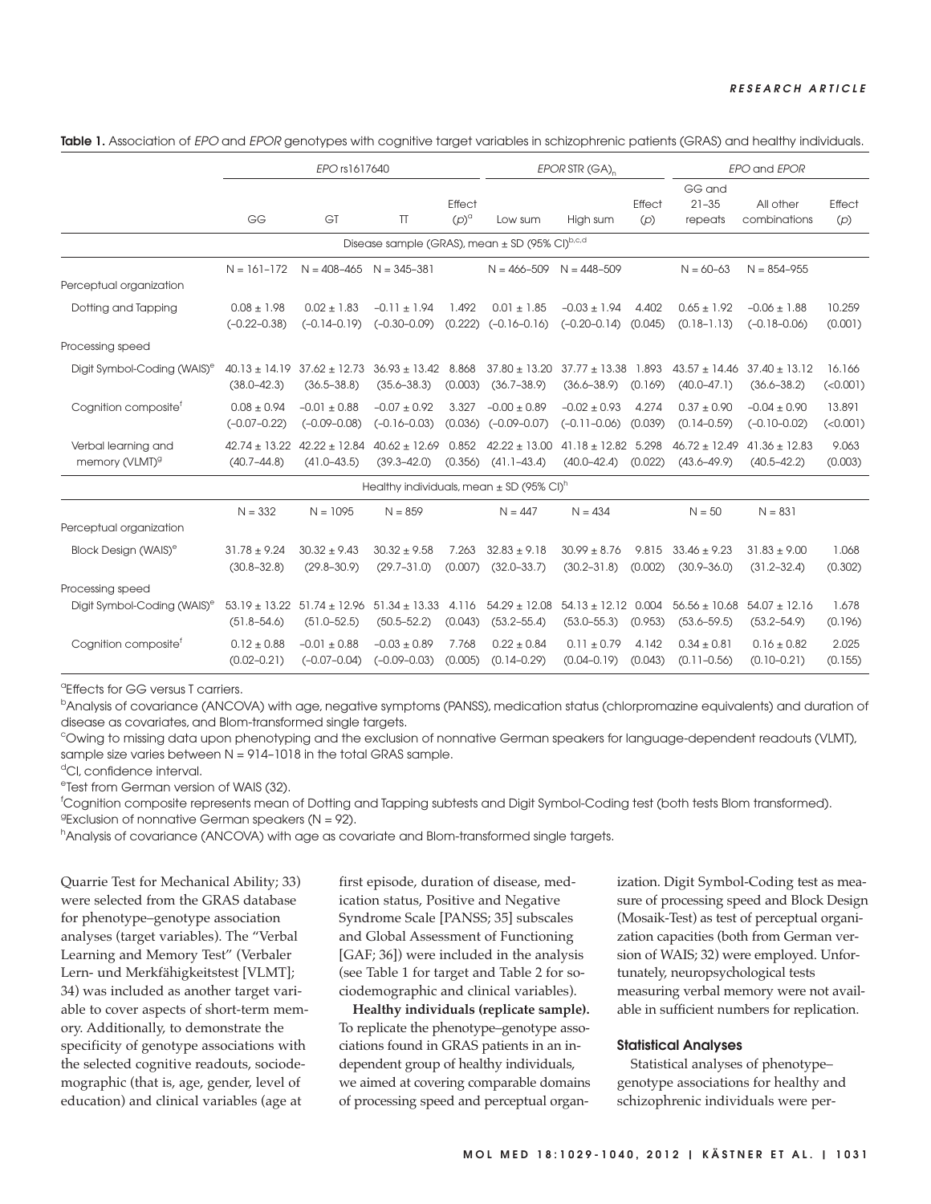**Table 1.** Association of *EPO* and *EPOR* genotypes with cognitive target variables in schizophrenic patients (GRAS) and healthy individuals.

| | *EPO* rs1617640 | | | | *EPOR* STR $(GA)_n$ | | | *EPO* and *EPOR* | | |
|---|---|---|---|---|---|---|---|---|---|---|
| | GG | GT | TT | Effect ($p$)[a] | Low sum | High sum | Effect ($p$) | GG and 21–35 repeats | All other combinations | Effect ($p$) |
| **Disease sample (GRAS), mean ± SD (95% CI)[b,c,d]** | | | | | | | | | | |
| | N = 161–172 | N = 408–465 | N = 345–381 | | N = 466–509 | N = 448–509 | | N = 60–63 | N = 854–955 | |
| Perceptual organization | | | | | | | | | | |
| Dotting and Tapping | 0.08 ± 1.98 (−0.22–0.38) | 0.02 ± 1.83 (−0.14–0.19) | −0.11 ± 1.94 (−0.30–0.09) | 1.492 (0.222) | 0.01 ± 1.85 (−0.16–0.16) | −0.03 ± 1.94 (−0.20–0.14) | 4.402 (0.045) | 0.65 ± 1.92 (0.18–1.13) | −0.06 ± 1.88 (−0.18–0.06) | 10.259 (0.001) |
| Processing speed | | | | | | | | | | |
| Digit Symbol-Coding (WAIS)[e] | 40.13 ± 14.19 (38.0–42.3) | 37.62 ± 12.73 (36.5–38.8) | 36.93 ± 13.42 (35.6–38.3) | 8.868 (0.003) | 37.80 ± 13.20 (36.7–38.9) | 37.77 ± 13.38 (36.6–38.9) | 1.893 (0.169) | 43.57 ± 14.46 (40.0–47.1) | 37.40 ± 13.12 (36.6–38.2) | 16.166 (<0.001) |
| Cognition composite[f] | 0.08 ± 0.94 (−0.07–0.22) | −0.01 ± 0.88 (−0.09–0.08) | −0.07 ± 0.92 (−0.16–0.03) | 3.327 (0.036) | −0.00 ± 0.89 (−0.09–0.07) | −0.02 ± 0.93 (−0.11–0.06) | 4.274 (0.039) | 0.37 ± 0.90 (0.14–0.59) | −0.04 ± 0.90 (−0.10–0.02) | 13.891 (<0.001) |
| Verbal learning and memory (VLMT)[g] | 42.74 ± 13.22 (40.7–44.8) | 42.22 ± 12.84 (41.0–43.5) | 40.62 ± 12.69 (39.3–42.0) | 0.852 (0.356) | 42.22 ± 13.00 (41.1–43.4) | 41.18 ± 12.82 (40.0–42.4) | 5.298 (0.022) | 46.72 ± 12.49 (43.6–49.9) | 41.36 ± 12.83 (40.5–42.2) | 9.063 (0.003) |
| **Healthy individuals, mean ± SD (95% CI)[h]** | | | | | | | | | | |
| | N = 332 | N = 1095 | N = 859 | | N = 447 | N = 434 | | N = 50 | N = 831 | |
| Perceptual organization | | | | | | | | | | |
| Block Design (WAIS)[e] | 31.78 ± 9.24 (30.8–32.8) | 30.32 ± 9.43 (29.8–30.9) | 30.32 ± 9.58 (29.7–31.0) | 7.263 (0.007) | 32.83 ± 9.18 (32.0–33.7) | 30.99 ± 8.76 (30.2–31.8) | 9.815 (0.002) | 33.46 ± 9.23 (30.9–36.0) | 31.83 ± 9.00 (31.2–32.4) | 1.068 (0.302) |
| Processing speed | | | | | | | | | | |
| Digit Symbol-Coding (WAIS)[e] | 53.19 ± 13.22 (51.8–54.6) | 51.74 ± 12.96 (51.0–52.5) | 51.34 ± 13.33 (50.5–52.2) | 4.116 (0.043) | 54.29 ± 12.08 (53.2–55.4) | 54.13 ± 12.12 (53.0–55.3) | 0.004 (0.953) | 56.56 ± 10.68 (53.6–59.5) | 54.07 ± 12.16 (53.2–54.9) | 1.678 (0.196) |
| Cognition composite[f] | 0.12 ± 0.88 (0.02–0.21) | −0.01 ± 0.88 (−0.07–0.04) | −0.03 ± 0.89 (−0.09–0.03) | 7.768 (0.005) | 0.22 ± 0.84 (0.14–0.29) | 0.11 ± 0.79 (0.04–0.19) | 4.142 (0.043) | 0.34 ± 0.81 (0.11–0.56) | 0.16 ± 0.82 (0.10–0.21) | 2.025 (0.155) |

[a]Effects for GG versus T carriers.
[b]Analysis of covariance (ANCOVA) with age, negative symptoms (PANSS), medication status (chlorpromazine equivalents) and duration of disease as covariates, and Blom-transformed single targets.
[c]Owing to missing data upon phenotyping and the exclusion of nonnative German speakers for language-dependent readouts (VLMT), sample size varies between N = 914–1018 in the total GRAS sample.
[d]CI, confidence interval.
[e]Test from German version of WAIS (32).
[f]Cognition composite represents mean of Dotting and Tapping subtests and Digit Symbol-Coding test (both tests Blom transformed).
[g]Exclusion of nonnative German speakers (N = 92).
[h]Analysis of covariance (ANCOVA) with age as covariate and Blom-transformed single targets.

Quarrie Test for Mechanical Ability; 33) were selected from the GRAS database for phenotype–genotype association analyses (target variables). The "Verbal Learning and Memory Test" (Verbaler Lern- und Merkfähigkeitstest [VLMT]; 34) was included as another target variable to cover aspects of short-term memory. Additionally, to demonstrate the specificity of genotype associations with the selected cognitive readouts, sociodemographic (that is, age, gender, level of education) and clinical variables (age at first episode, duration of disease, medication status, Positive and Negative Syndrome Scale [PANSS; 35] subscales and Global Assessment of Functioning [GAF; 36]) were included in the analysis (see Table 1 for target and Table 2 for sociodemographic and clinical variables).

**Healthy individuals (replicate sample).** To replicate the phenotype–genotype associations found in GRAS patients in an independent group of healthy individuals, we aimed at covering comparable domains of processing speed and perceptual organization. Digit Symbol-Coding test as measure of processing speed and Block Design (Mosaik-Test) as test of perceptual organization capacities (both from German version of WAIS; 32) were employed. Unfortunately, neuropsychological tests measuring verbal memory were not available in sufficient numbers for replication.

### Statistical Analyses

Statistical analyses of phenotype–genotype associations for healthy and schizophrenic individuals were per-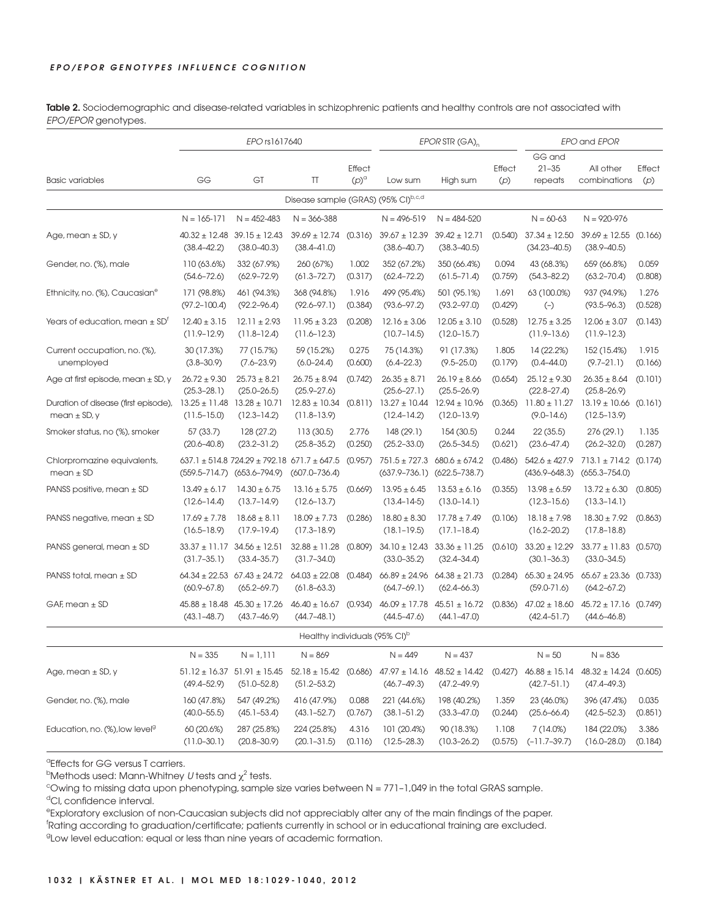**Table 2.** Sociodemographic and disease-related variables in schizophrenic patients and healthy controls are not associated with *EPO/EPOR* genotypes.

| Basic variables | *EPO* rs1617640 GG | GT | TT | Effect $(p)^a$ | *EPOR* STR $(GA)_n$ Low sum | High sum | Effect $(p)$ | *EPO* and *EPOR* GG and 21–35 repeats | All other combinations | Effect $(p)$ |
|---|---|---|---|---|---|---|---|---|---|---|
| **Disease sample (GRAS) (95% CI)[b,c,d]** | | | | | | | | | | |
| | N = 165-171 | N = 452-483 | N = 366-388 | | N = 496-519 | N = 484-520 | | N = 60-63 | N = 920-976 | |
| Age, mean ± SD, y | 40.32 ± 12.48 (38.4–42.2) | 39.15 ± 12.43 (38.0–40.3) | 39.69 ± 12.74 (38.4–41.0) | (0.316) | 39.67 ± 12.39 (38.6–40.7) | 39.42 ± 12.71 (38.3–40.5) | (0.540) | 37.34 ± 12.50 (34.23–40.5) | 39.69 ± 12.55 (38.9–40.5) | (0.166) |
| Gender, no. (%), male | 110 (63.6%) (54.6–72.6) | 332 (67.9%) (62.9–72.9) | 260 (67%) (61.3–72.7) | 1.002 (0.317) | 352 (67.2%) (62.4–72.2) | 350 (66.4%) (61.5–71.4) | 0.094 (0.759) | 43 (68.3%) (54.3–82.2) | 659 (66.8%) (63.2–70.4) | 0.059 (0.808) |
| Ethnicity, no. (%), Caucasian[e] | 171 (98.8%) (97.2–100.4) | 461 (94.3%) (92.2–96.4) | 368 (94.8%) (92.6–97.1) | 1.916 (0.384) | 499 (95.4%) (93.6–97.2) | 501 (95.1%) (93.2–97.0) | 1.691 (0.429) | 63 (100.0%) (–) | 937 (94.9%) (93.5–96.3) | 1.276 (0.528) |
| Years of education, mean ± SD[f] | 12.40 ± 3.15 (11.9–12.9) | 12.11 ± 2.93 (11.8–12.4) | 11.95 ± 3.23 (11.6–12.3) | (0.208) | 12.16 ± 3.06 (10.7–14.5) | 12.05 ± 3.10 (12.0–15.7) | (0.528) | 12.75 ± 3.25 (11.9–13.6) | 12.06 ± 3.07 (11.9–12.3) | (0.143) |
| Current occupation, no. (%), unemployed | 30 (17.3%) (3.8–30.9) | 77 (15.7%) (7.6–23.9) | 59 (15.2%) (6.0–24.4) | 0.275 (0.600) | 75 (14.3%) (6.4–22.3) | 91 (17.3%) (9.5–25.0) | 1.805 (0.179) | 14 (22.2%) (0.4–44.0) | 152 (15.4%) (9.7–21.1) | 1.915 (0.166) |
| Age at first episode, mean ± SD, y | 26.72 ± 9.30 (25.3–28.1) | 25.73 ± 8.21 (25.0–26.5) | 26.75 ± 8.94 (25.9–27.6) | (0.742) | 26.35 ± 8.71 (25.6–27.1) | 26.19 ± 8.66 (25.5–26.9) | (0.654) | 25.12 ± 9.30 (22.8–27.4) | 26.35 ± 8.64 (25.8–26.9) | (0.101) |
| Duration of disease (first episode), mean ± SD, y | 13.25 ± 11.48 (11.5–15.0) | 13.28 ± 10.71 (12.3–14.2) | 12.83 ± 10.34 (11.8–13.9) | (0.811) | 13.27 ± 10.44 (12.4–14.2) | 12.94 ± 10.96 (12.0–13.9) | (0.365) | 11.80 ± 11.27 (9.0–14.6) | 13.19 ± 10.66 (12.5–13.9) | (0.161) |
| Smoker status, no (%), smoker | 57 (33.7) (20.6–40.8) | 128 (27.2) (23.2–31.2) | 113 (30.5) (25.8–35.2) | 2.776 (0.250) | 148 (29.1) (25.2–33.0) | 154 (30.5) (26.5–34.5) | 0.244 (0.621) | 22 (35.5) (23.6–47.4) | 276 (29.1) (26.2–32.0) | 1.135 (0.287) |
| Chlorpromazine equivalents, mean ± SD | 637.1 ± 514.8 (559.5–714.7) | 724.29 ± 792.18 (653.6–794.9) | 671.7 ± 647.5 (607.0–736.4) | (0.957) | 751.5 ± 727.3 (637.9–736.1) | 680.6 ± 674.2 (622.5–738.7) | (0.486) | 542.6 ± 427.9 (436.9–648.3) | 713.1 ± 714.2 (655.3–754.0) | (0.174) |
| PANSS positive, mean ± SD | 13.49 ± 6.17 (12.6–14.4) | 14.30 ± 6.75 (13.7–14.9) | 13.16 ± 5.75 (12.6–13.7) | (0.669) | 13.95 ± 6.45 (13.4–14-5) | 13.53 ± 6.16 (13.0–14.1) | (0.355) | 13.98 ± 6.59 (12.3–15.6) | 13.72 ± 6.30 (13.3–14.1) | (0.805) |
| PANSS negative, mean ± SD | 17.69 ± 7.78 (16.5–18.9) | 18.68 ± 8.11 (17.9–19.4) | 18.09 ± 7.73 (17.3–18.9) | (0.286) | 18.80 ± 8.30 (18.1–19.5) | 17.78 ± 7.49 (17.1–18.4) | (0.106) | 18.18 ± 7.98 (16.2–20.2) | 18.30 ± 7.92 (17.8–18.8) | (0.863) |
| PANSS general, mean ± SD | 33.37 ± 11.17 (31.7–35.1) | 34.56 ± 12.51 (33.4–35.7) | 32.88 ± 11.28 (31.7–34.0) | (0.809) | 34.10 ± 12.43 (33.0–35.2) | 33.36 ± 11.25 (32.4–34.4) | (0.610) | 33.20 ± 12.29 (30.1–36.3) | 33.77 ± 11.83 (33.0–34.5) | (0.570) |
| PANSS total, mean ± SD | 64.34 ± 22.53 (60.9–67.8) | 67.43 ± 24.72 (65.2–69.7) | 64.03 ± 22.08 (61.8–63.3) | (0.484) | 66.89 ± 24.96 (64.7–69.1) | 64.38 ± 21.73 (62.4–66.3) | (0.284) | 65.30 ± 24.95 (59.0-71.6) | 65.67 ± 23.36 (64.2–67.2) | (0.733) |
| GAF, mean ± SD | 45.88 ± 18.48 (43.1–48.7) | 45.30 ± 17.26 (43.7–46.9) | 46.40 ± 16.67 (44.7–48.1) | (0.934) | 46.09 ± 17.78 (44.5–47.6) | 45.51 ± 16.72 (44.1–47.0) | (0.836) | 47.02 ± 18.60 (42.4–51.7) | 45.72 ± 17.16 (44.6–46.8) | (0.749) |
| **Healthy individuals (95% CI)[b]** | | | | | | | | | | |
| | N = 335 | N = 1,111 | N = 869 | | N = 449 | N = 437 | | N = 50 | N = 836 | |
| Age, mean ± SD, y | 51.12 ± 16.37 (49.4–52.9) | 51.91 ± 15.45 (51.0–52.8) | 52.18 ± 15.42 (51.2–53.2) | (0.686) | 47.97 ± 14.16 (46.7–49.3) | 48.52 ± 14.42 (47.2–49.9) | (0.427) | 46.88 ± 15.14 (42.7–51.1) | 48.32 ± 14.24 (47.4–49.3) | (0.605) |
| Gender, no. (%), male | 160 (47.8%) (40.0–55.5) | 547 (49.2%) (45.1–53.4) | 416 (47.9%) (43.1–52.7) | 0.088 (0.767) | 221 (44.6%) (38.1–51.2) | 198 (40.2%) (33.3–47.0) | 1.359 (0.244) | 23 (46.0%) (25.6–66.4) | 396 (47.4%) (42.5–52.3) | 0.035 (0.851) |
| Education, no. (%), low level[g] | 60 (20.6%) (11.0–30.1) | 287 (25.8%) (20.8–30.9) | 224 (25.8%) (20.1–31.5) | 4.316 (0.116) | 101 (20.4%) (12.5–28.3) | 90 (18.3%) (10.3–26.2) | 1.108 (0.575) | 7 (14.0%) (−11.7–39.7) | 184 (22.0%) (16.0–28.0) | 3.386 (0.184) |

[a]Effects for GG versus T carriers.
[b]Methods used: Mann-Whitney *U* tests and $\chi^2$ tests.
[c]Owing to missing data upon phenotyping, sample size varies between N = 771–1,049 in the total GRAS sample.
[d]CI, confidence interval.
[e]Exploratory exclusion of non-Caucasian subjects did not appreciably alter any of the main findings of the paper.
[f]Rating according to graduation/certificate; patients currently in school or in educational training are excluded.
[g]Low level education: equal or less than nine years of academic formation.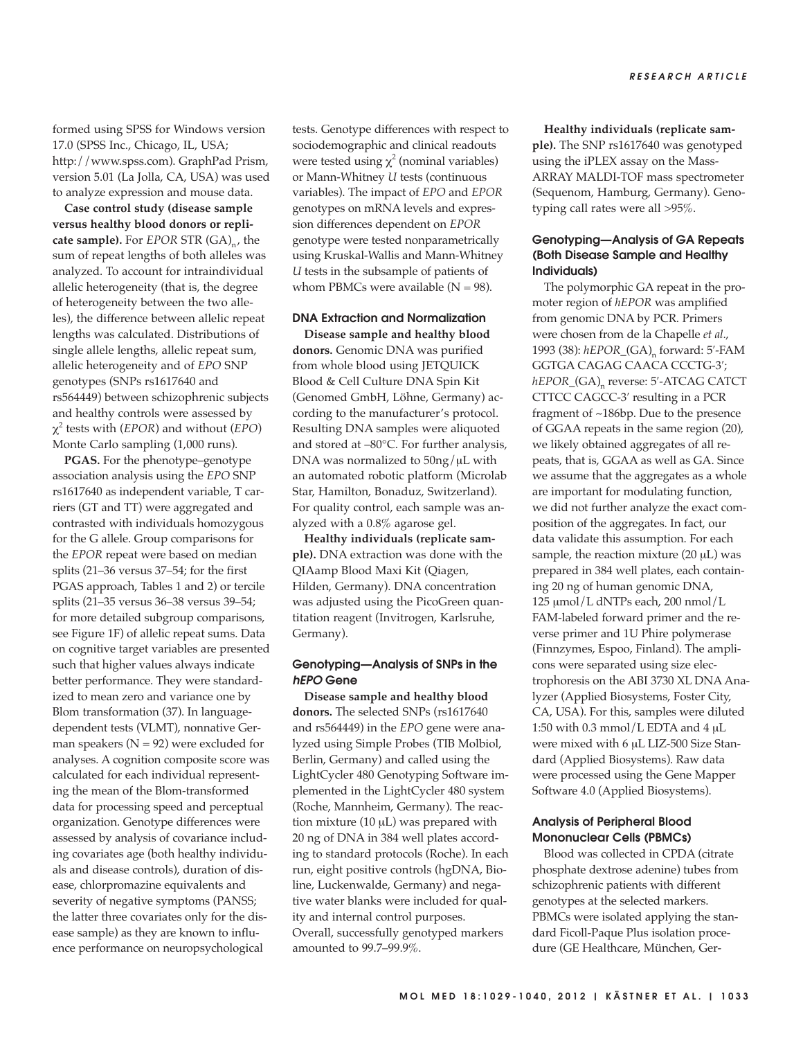formed using SPSS for Windows version 17.0 (SPSS Inc., Chicago, IL, USA; http://www.spss.com). GraphPad Prism, version 5.01 (La Jolla, CA, USA) was used to analyze expression and mouse data.

**Case control study (disease sample versus healthy blood donors or replicate sample).** For *EPOR* STR $(GA)_n$, the sum of repeat lengths of both alleles was analyzed. To account for intraindividual allelic heterogeneity (that is, the degree of heterogeneity between the two alleles), the difference between allelic repeat lengths was calculated. Distributions of single allele lengths, allelic repeat sum, allelic heterogeneity and of *EPO* SNP genotypes (SNPs rs1617640 and rs564449) between schizophrenic subjects and healthy controls were assessed by $\chi^2$ tests with (*EPOR*) and without (*EPO*) Monte Carlo sampling (1,000 runs).

**PGAS.** For the phenotype–genotype association analysis using the *EPO* SNP rs1617640 as independent variable, T carriers (GT and TT) were aggregated and contrasted with individuals homozygous for the G allele. Group comparisons for the *EPOR* repeat were based on median splits (21–36 versus 37–54; for the first PGAS approach, Tables 1 and 2) or tercile splits (21–35 versus 36–38 versus 39–54; for more detailed subgroup comparisons, see Figure 1F) of allelic repeat sums. Data on cognitive target variables are presented such that higher values always indicate better performance. They were standardized to mean zero and variance one by Blom transformation (37). In language-dependent tests (VLMT), nonnative German speakers (N = 92) were excluded for analyses. A cognition composite score was calculated for each individual representing the mean of the Blom-transformed data for processing speed and perceptual organization. Genotype differences were assessed by analysis of covariance including covariates age (both healthy individuals and disease controls), duration of disease, chlorpromazine equivalents and severity of negative symptoms (PANSS; the latter three covariates only for the disease sample) as they are known to influence performance on neuropsychological tests. Genotype differences with respect to sociodemographic and clinical readouts were tested using $\chi^2$ (nominal variables) or Mann-Whitney *U* tests (continuous variables). The impact of *EPO* and *EPOR* genotypes on mRNA levels and expression differences dependent on *EPOR* genotype were tested nonparametrically using Kruskal-Wallis and Mann-Whitney *U* tests in the subsample of patients of whom PBMCs were available (N = 98).

### DNA Extraction and Normalization

**Disease sample and healthy blood donors.** Genomic DNA was purified from whole blood using JETQUICK Blood & Cell Culture DNA Spin Kit (Genomed GmbH, Löhne, Germany) according to the manufacturer's protocol. Resulting DNA samples were aliquoted and stored at –80°C. For further analysis, DNA was normalized to 50ng/μL with an automated robotic platform (Microlab Star, Hamilton, Bonaduz, Switzerland). For quality control, each sample was analyzed with a 0.8% agarose gel.

**Healthy individuals (replicate sample).** DNA extraction was done with the QIAamp Blood Maxi Kit (Qiagen, Hilden, Germany). DNA concentration was adjusted using the PicoGreen quantitation reagent (Invitrogen, Karlsruhe, Germany).

### Genotyping—Analysis of SNPs in the *hEPO* Gene

**Disease sample and healthy blood donors.** The selected SNPs (rs1617640 and rs564449) in the *EPO* gene were analyzed using Simple Probes (TIB Molbiol, Berlin, Germany) and called using the LightCycler 480 Genotyping Software implemented in the LightCycler 480 system (Roche, Mannheim, Germany). The reaction mixture (10 μL) was prepared with 20 ng of DNA in 384 well plates according to standard protocols (Roche). In each run, eight positive controls (hgDNA, Bioline, Luckenwalde, Germany) and negative water blanks were included for quality and internal control purposes. Overall, successfully genotyped markers amounted to 99.7–99.9%.

**Healthy individuals (replicate sample).** The SNP rs1617640 was genotyped using the iPLEX assay on the MassARRAY MALDI-TOF mass spectrometer (Sequenom, Hamburg, Germany). Genotyping call rates were all >95%.

### Genotyping—Analysis of GA Repeats (Both Disease Sample and Healthy Individuals)

The polymorphic GA repeat in the promoter region of *hEPOR* was amplified from genomic DNA by PCR. Primers were chosen from de la Chapelle *et al.*, 1993 (38): *hEPOR*_$(GA)_n$ forward: 5′-FAM GGTGA CAGAG CAACA CCCTG-3′; *hEPOR*_$(GA)_n$ reverse: 5′-ATCAG CATCT CTTCC CAGCC-3′ resulting in a PCR fragment of ~186bp. Due to the presence of GGAA repeats in the same region (20), we likely obtained aggregates of all repeats, that is, GGAA as well as GA. Since we assume that the aggregates as a whole are important for modulating function, we did not further analyze the exact composition of the aggregates. In fact, our data validate this assumption. For each sample, the reaction mixture (20 μL) was prepared in 384 well plates, each containing 20 ng of human genomic DNA, 125 μmol/L dNTPs each, 200 nmol/L FAM-labeled forward primer and the reverse primer and 1U Phire polymerase (Finnzymes, Espoo, Finland). The amplicons were separated using size electrophoresis on the ABI 3730 XL DNA Analyzer (Applied Biosystems, Foster City, CA, USA). For this, samples were diluted 1:50 with 0.3 mmol/L EDTA and 4 μL were mixed with 6 μL LIZ-500 Size Standard (Applied Biosystems). Raw data were processed using the Gene Mapper Software 4.0 (Applied Biosystems).

### Analysis of Peripheral Blood Mononuclear Cells (PBMCs)

Blood was collected in CPDA (citrate phosphate dextrose adenine) tubes from schizophrenic patients with different genotypes at the selected markers. PBMCs were isolated applying the standard Ficoll-Paque Plus isolation procedure (GE Healthcare, München, Ger-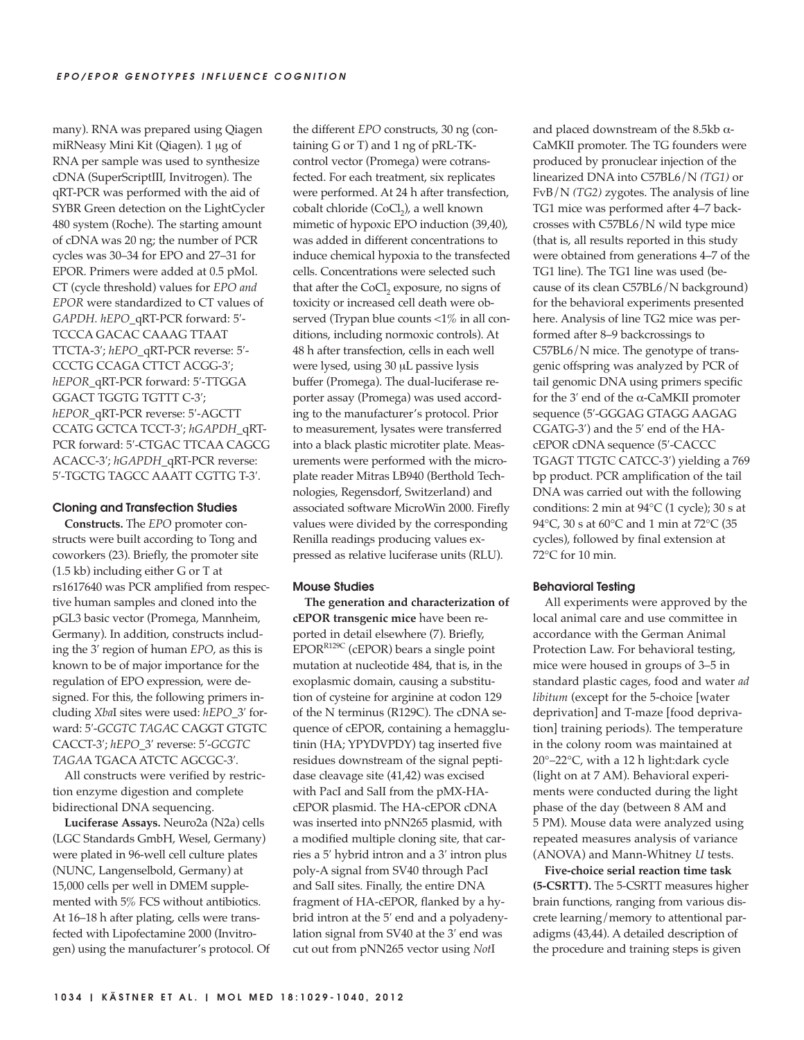many). RNA was prepared using Qiagen miRNeasy Mini Kit (Qiagen). 1 μg of RNA per sample was used to synthesize cDNA (SuperScriptIII, Invitrogen). The qRT-PCR was performed with the aid of SYBR Green detection on the LightCycler 480 system (Roche). The starting amount of cDNA was 20 ng; the number of PCR cycles was 30–34 for EPO and 27–31 for EPOR. Primers were added at 0.5 pMol. CT (cycle threshold) values for *EPO and EPOR* were standardized to CT values of *GAPDH*. *hEPO*_qRT-PCR forward: 5′-TCCCA GACAC CAAAG TTAAT TTCTA-3′; *hEPO*_qRT-PCR reverse: 5′-CCCTG CCAGA CTTCT ACGG-3′; *hEPOR*_qRT-PCR forward: 5′-TTGGA GGACT TGGTG TGTTT C-3′; *hEPOR*_qRT-PCR reverse: 5′-AGCTT CCATG GCTCA TCCT-3′; *hGAPDH*_qRT-PCR forward: 5′-CTGAC TTCAA CAGCG ACACC-3′; *hGAPDH*_qRT-PCR reverse: 5′-TGCTG TAGCC AAATT CGTTG T-3′.

### Cloning and Transfection Studies

**Constructs.** The *EPO* promoter constructs were built according to Tong and coworkers (23). Briefly, the promoter site (1.5 kb) including either G or T at rs1617640 was PCR amplified from respective human samples and cloned into the pGL3 basic vector (Promega, Mannheim, Germany). In addition, constructs including the 3′ region of human *EPO*, as this is known to be of major importance for the regulation of EPO expression, were designed. For this, the following primers including *Xba*I sites were used: *hEPO*_3′ forward: 5′-*GCGTC TAGA*C CAGGT GTGTC CACCT-3′; *hEPO*_3′ reverse: 5′-*GCGTC TAGA*A TGACA ATCTC AGCGC-3′.

All constructs were verified by restriction enzyme digestion and complete bidirectional DNA sequencing.

**Luciferase Assays.** Neuro2a (N2a) cells (LGC Standards GmbH, Wesel, Germany) were plated in 96-well cell culture plates (NUNC, Langenselbold, Germany) at 15,000 cells per well in DMEM supplemented with 5% FCS without antibiotics. At 16–18 h after plating, cells were transfected with Lipofectamine 2000 (Invitrogen) using the manufacturer's protocol. Of the different *EPO* constructs, 30 ng (containing G or T) and 1 ng of pRL-TK-control vector (Promega) were cotransfected. For each treatment, six replicates were performed. At 24 h after transfection, cobalt chloride ($CoCl_2$), a well known mimetic of hypoxic EPO induction (39,40), was added in different concentrations to induce chemical hypoxia to the transfected cells. Concentrations were selected such that after the $CoCl_2$ exposure, no signs of toxicity or increased cell death were observed (Trypan blue counts <1% in all conditions, including normoxic controls). At 48 h after transfection, cells in each well were lysed, using 30 μL passive lysis buffer (Promega). The dual-luciferase reporter assay (Promega) was used according to the manufacturer's protocol. Prior to measurement, lysates were transferred into a black plastic microtiter plate. Measurements were performed with the microplate reader Mitras LB940 (Berthold Technologies, Regensdorf, Switzerland) and associated software MicroWin 2000. Firefly values were divided by the corresponding Renilla readings producing values expressed as relative luciferase units (RLU).

### Mouse Studies

**The generation and characterization of cEPOR transgenic mice** have been reported in detail elsewhere (7). Briefly, $EPOR^{R129C}$ (cEPOR) bears a single point mutation at nucleotide 484, that is, in the exoplasmic domain, causing a substitution of cysteine for arginine at codon 129 of the N terminus (R129C). The cDNA sequence of cEPOR, containing a hemagglutinin (HA; YPYDVPDY) tag inserted five residues downstream of the signal peptidase cleavage site (41,42) was excised with PacI and SalI from the pMX-HA-cEPOR plasmid. The HA-cEPOR cDNA was inserted into pNN265 plasmid, with a modified multiple cloning site, that carries a 5′ hybrid intron and a 3′ intron plus poly-A signal from SV40 through PacI and SalI sites. Finally, the entire DNA fragment of HA-cEPOR, flanked by a hybrid intron at the 5′ end and a polyadenylation signal from SV40 at the 3′ end was cut out from pNN265 vector using *Not*I and placed downstream of the 8.5kb α-CaMKII promoter. The TG founders were produced by pronuclear injection of the linearized DNA into C57BL6/N *(TG1)* or FvB/N *(TG2)* zygotes. The analysis of line TG1 mice was performed after 4–7 backcrosses with C57BL6/N wild type mice (that is, all results reported in this study were obtained from generations 4–7 of the TG1 line). The TG1 line was used (because of its clean C57BL6/N background) for the behavioral experiments presented here. Analysis of line TG2 mice was performed after 8–9 backcrossings to C57BL6/N mice. The genotype of transgenic offspring was analyzed by PCR of tail genomic DNA using primers specific for the 3′ end of the α-CaMKII promoter sequence (5′-GGGAG GTAGG AAGAG CGATG-3′) and the 5′ end of the HA-cEPOR cDNA sequence (5′-CACCC TGAGT TTGTC CATCC-3′) yielding a 769 bp product. PCR amplification of the tail DNA was carried out with the following conditions: 2 min at 94°C (1 cycle); 30 s at 94°C, 30 s at 60°C and 1 min at 72°C (35 cycles), followed by final extension at 72°C for 10 min.

### Behavioral Testing

All experiments were approved by the local animal care and use committee in accordance with the German Animal Protection Law. For behavioral testing, mice were housed in groups of 3–5 in standard plastic cages, food and water *ad libitum* (except for the 5-choice [water deprivation] and T-maze [food deprivation] training periods). The temperature in the colony room was maintained at 20°–22°C, with a 12 h light:dark cycle (light on at 7 AM). Behavioral experiments were conducted during the light phase of the day (between 8 AM and 5 PM). Mouse data were analyzed using repeated measures analysis of variance (ANOVA) and Mann-Whitney *U* tests.

**Five-choice serial reaction time task (5-CSRTT).** The 5-CSRTT measures higher brain functions, ranging from various discrete learning/memory to attentional paradigms (43,44). A detailed description of the procedure and training steps is given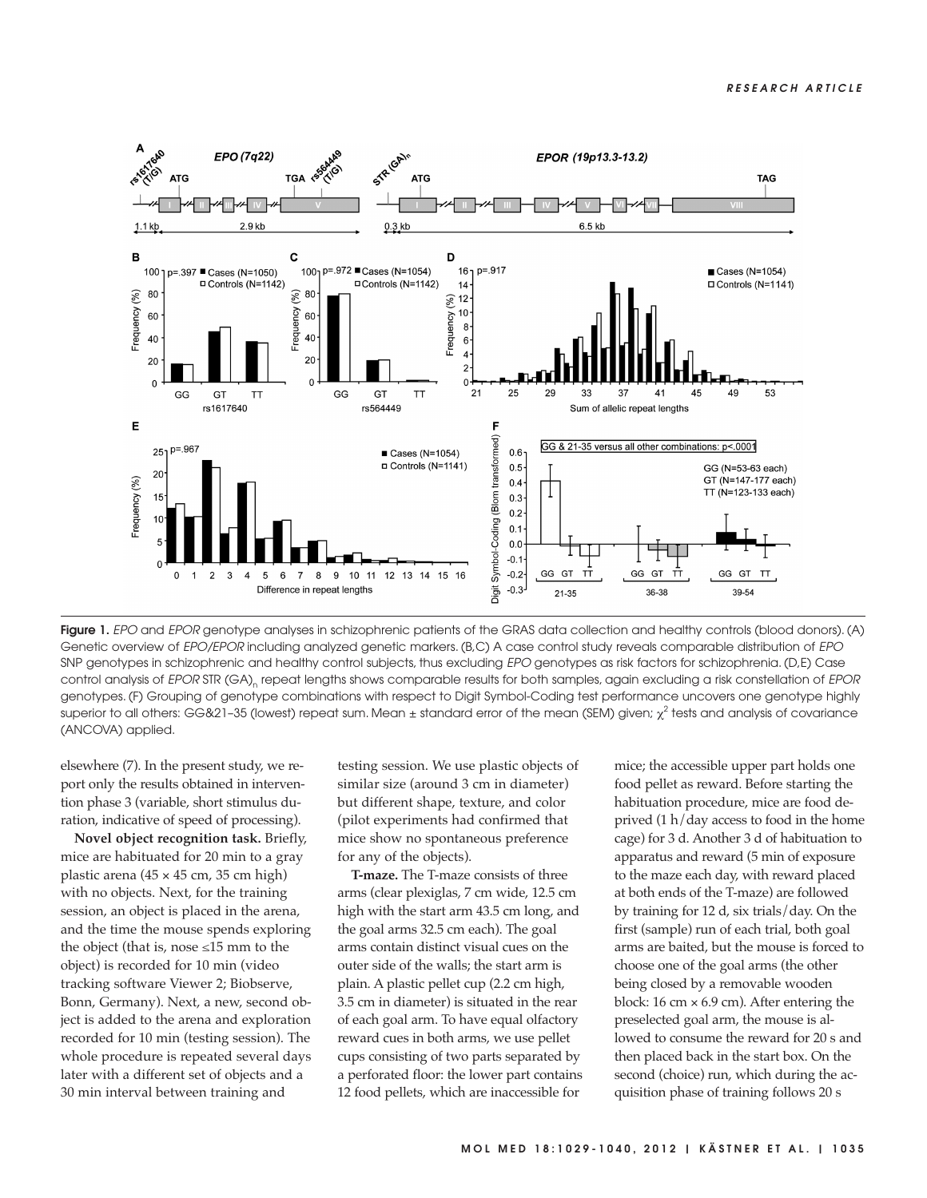A

EPO (7q22)

rs1617640 (T/G)

ATG

TGA

rs564449 (T/G)

I II III IV V

1.1 kb

2.9 kb

STR (GA)n

EPOR (19p13.3-13.2)

ATG

TAG

I II III IV V VI VII VIII

0.3 kb

6.5 kb

B

p=.397

■ Cases (N=1050)

□ Controls (N=1142)

Frequency (%)

100 80 60 40 20 0

GG GT TT

rs1617640

C

p=.972

■ Cases (N=1054)

□ Controls (N=1142)

Frequency (%)

100 80 60 40 20 0

GG GT TT

rs564449

D

p=.917

■ Cases (N=1054)

□ Controls (N=1141)

Frequency (%)

16 14 12 10 8 6 4 2 0

21 25 29 33 37 41 45 49 53

Sum of allelic repeat lengths

E

p=.967

■ Cases (N=1054)

□ Controls (N=1141)

Frequency (%)

25 20 15 10 5 0

0 1 2 3 4 5 6 7 8 9 10 11 12 13 14 15 16

Difference in repeat lengths

F

GG & 21-35 versus all other combinations: p<.0001

GG (N=53-63 each)

GT (N=147-177 each)

TT (N=123-133 each)

Digit Symbol-Coding (Blom transformed)

0.6 0.5 0.4 0.3 0.2 0.1 0.0 -0.1 -0.2 -0.3

GG GT TT GG GT TT GG GT TT

21-35 36-38 39-54

**Figure 1.** *EPO* and *EPOR* genotype analyses in schizophrenic patients of the GRAS data collection and healthy controls (blood donors). (A) Genetic overview of *EPO/EPOR* including analyzed genetic markers. (B,C) A case control study reveals comparable distribution of *EPO* SNP genotypes in schizophrenic and healthy control subjects, thus excluding *EPO* genotypes as risk factors for schizophrenia. (D,E) Case control analysis of *EPOR* STR $(GA)_n$ repeat lengths shows comparable results for both samples, again excluding a risk constellation of *EPOR* genotypes. (F) Grouping of genotype combinations with respect to Digit Symbol-Coding test performance uncovers one genotype highly superior to all others: GG&21–35 (lowest) repeat sum. Mean ± standard error of the mean (SEM) given; $\chi^2$ tests and analysis of covariance (ANCOVA) applied.

elsewhere (7). In the present study, we report only the results obtained in intervention phase 3 (variable, short stimulus duration, indicative of speed of processing).

**Novel object recognition task.** Briefly, mice are habituated for 20 min to a gray plastic arena (45 × 45 cm, 35 cm high) with no objects. Next, for the training session, an object is placed in the arena, and the time the mouse spends exploring the object (that is, nose ≤15 mm to the object) is recorded for 10 min (video tracking software Viewer 2; Biobserve, Bonn, Germany). Next, a new, second object is added to the arena and exploration recorded for 10 min (testing session). The whole procedure is repeated several days later with a different set of objects and a 30 min interval between training and testing session. We use plastic objects of similar size (around 3 cm in diameter) but different shape, texture, and color (pilot experiments had confirmed that mice show no spontaneous preference for any of the objects).

**T-maze.** The T-maze consists of three arms (clear plexiglas, 7 cm wide, 12.5 cm high with the start arm 43.5 cm long, and the goal arms 32.5 cm each). The goal arms contain distinct visual cues on the outer side of the walls; the start arm is plain. A plastic pellet cup (2.2 cm high, 3.5 cm in diameter) is situated in the rear of each goal arm. To have equal olfactory reward cues in both arms, we use pellet cups consisting of two parts separated by a perforated floor: the lower part contains 12 food pellets, which are inaccessible for mice; the accessible upper part holds one food pellet as reward. Before starting the habituation procedure, mice are food deprived (1 h/day access to food in the home cage) for 3 d. Another 3 d of habituation to apparatus and reward (5 min of exposure to the maze each day, with reward placed at both ends of the T-maze) are followed by training for 12 d, six trials/day. On the first (sample) run of each trial, both goal arms are baited, but the mouse is forced to choose one of the goal arms (the other being closed by a removable wooden block: 16 cm × 6.9 cm). After entering the preselected goal arm, the mouse is allowed to consume the reward for 20 s and then placed back in the start box. On the second (choice) run, which during the acquisition phase of training follows 20 s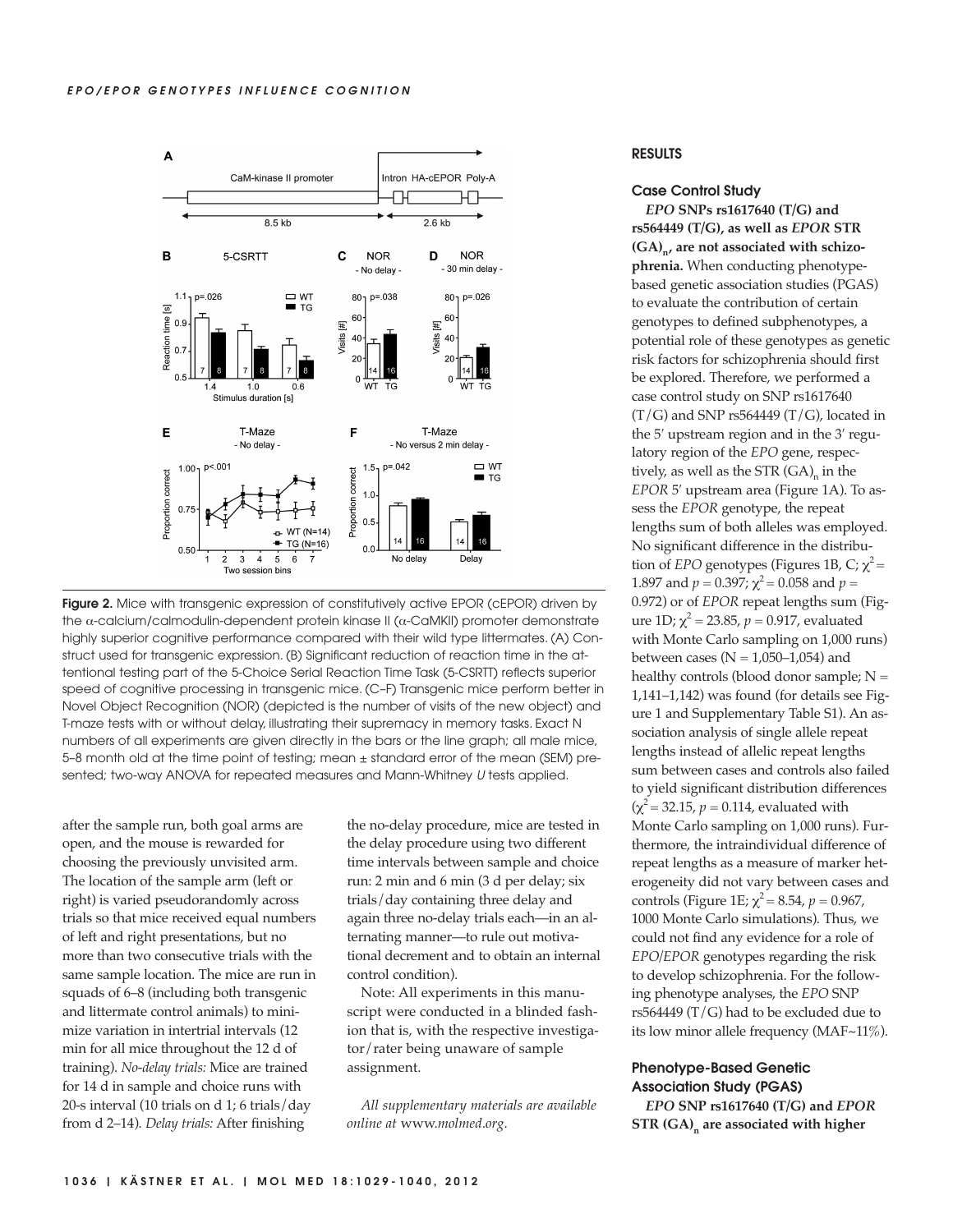A

CaM-kinase II promoter

Intron HA-cEPOR Poly-A

8.5 kb

2.6 kb

B 5-CSRTT

C NOR - No delay -

D NOR - 30 min delay -

1.1 p=.026

WT

TG

Reaction time [s]

0.9

0.7

0.5

7 8 7 8 7 8

1.4 1.0 0.6

Stimulus duration [s]

80 p=.038

Visits [#]

60

40

20

0

14 16

WT TG

80 p=.026

Visits [#]

60

40

20

0

14 16

WT TG

E T-Maze - No delay -

F T-Maze - No versus 2 min delay -

1.00 p<.001

Proportion correct

0.75

0.50

WT (N=14)

TG (N=16)

1 2 3 4 5 6 7

Two session bins

1.5 p=.042

WT

TG

Proportion correct

1.0

0.5

0.0

14 16 14 16

No delay Delay

**Figure 2.** Mice with transgenic expression of constitutively active EPOR (cEPOR) driven by the α-calcium/calmodulin-dependent protein kinase II (α-CaMKII) promoter demonstrate highly superior cognitive performance compared with their wild type littermates. (A) Construct used for transgenic expression. (B) Significant reduction of reaction time in the attentional testing part of the 5-Choice Serial Reaction Time Task (5-CSRTT) reflects superior speed of cognitive processing in transgenic mice. (C–F) Transgenic mice perform better in Novel Object Recognition (NOR) (depicted is the number of visits of the new object) and T-maze tests with or without delay, illustrating their supremacy in memory tasks. Exact N numbers of all experiments are given directly in the bars or the line graph; all male mice, 5–8 month old at the time point of testing; mean ± standard error of the mean (SEM) presented; two-way ANOVA for repeated measures and Mann-Whitney *U* tests applied.

after the sample run, both goal arms are open, and the mouse is rewarded for choosing the previously unvisited arm. The location of the sample arm (left or right) is varied pseudorandomly across trials so that mice received equal numbers of left and right presentations, but no more than two consecutive trials with the same sample location. The mice are run in squads of 6–8 (including both transgenic and littermate control animals) to minimize variation in intertrial intervals (12 min for all mice throughout the 12 d of training). *No-delay trials:* Mice are trained for 14 d in sample and choice runs with 20-s interval (10 trials on d 1; 6 trials/day from d 2–14). *Delay trials:* After finishing the no-delay procedure, mice are tested in the delay procedure using two different time intervals between sample and choice run: 2 min and 6 min (3 d per delay; six trials/day containing three delay and again three no-delay trials each—in an alternating manner—to rule out motivational decrement and to obtain an internal control condition).

Note: All experiments in this manuscript were conducted in a blinded fashion that is, with the respective investigator/rater being unaware of sample assignment.

*All supplementary materials are available online at* www.*molmed.org*.

## RESULTS

### Case Control Study

***EPO* SNPs rs1617640 (T/G) and rs564449 (T/G), as well as *EPOR* STR $(GA)_n$, are not associated with schizophrenia.** When conducting phenotype-based genetic association studies (PGAS) to evaluate the contribution of certain genotypes to defined subphenotypes, a potential role of these genotypes as genetic risk factors for schizophrenia should first be explored. Therefore, we performed a case control study on SNP rs1617640 (T/G) and SNP rs564449 (T/G), located in the 5′ upstream region and in the 3′ regulatory region of the *EPO* gene, respectively, as well as the STR $(GA)_n$ in the *EPOR* 5′ upstream area (Figure 1A). To assess the *EPOR* genotype, the repeat lengths sum of both alleles was employed. No significant difference in the distribution of *EPO* genotypes (Figures 1B, C; $\chi^2 = 1.897$ and $p = 0.397$; $\chi^2 = 0.058$ and $p = 0.972$) or of *EPOR* repeat lengths sum (Figure 1D; $\chi^2 = 23.85$, $p = 0.917$, evaluated with Monte Carlo sampling on 1,000 runs) between cases (N = 1,050–1,054) and healthy controls (blood donor sample; N = 1,141–1,142) was found (for details see Figure 1 and Supplementary Table S1). An association analysis of single allele repeat lengths instead of allelic repeat lengths sum between cases and controls also failed to yield significant distribution differences ($\chi^2 = 32.15$, $p = 0.114$, evaluated with Monte Carlo sampling on 1,000 runs). Furthermore, the intraindividual difference of repeat lengths as a measure of marker heterogeneity did not vary between cases and controls (Figure 1E; $\chi^2 = 8.54$, $p = 0.967$, 1000 Monte Carlo simulations). Thus, we could not find any evidence for a role of *EPO*/*EPOR* genotypes regarding the risk to develop schizophrenia. For the following phenotype analyses, the *EPO* SNP rs564449 (T/G) had to be excluded due to its low minor allele frequency (MAF~11%).

### Phenotype-Based Genetic Association Study (PGAS)

***EPO* SNP rs1617640 (T/G) and *EPOR* STR $(GA)_n$ are associated with higher**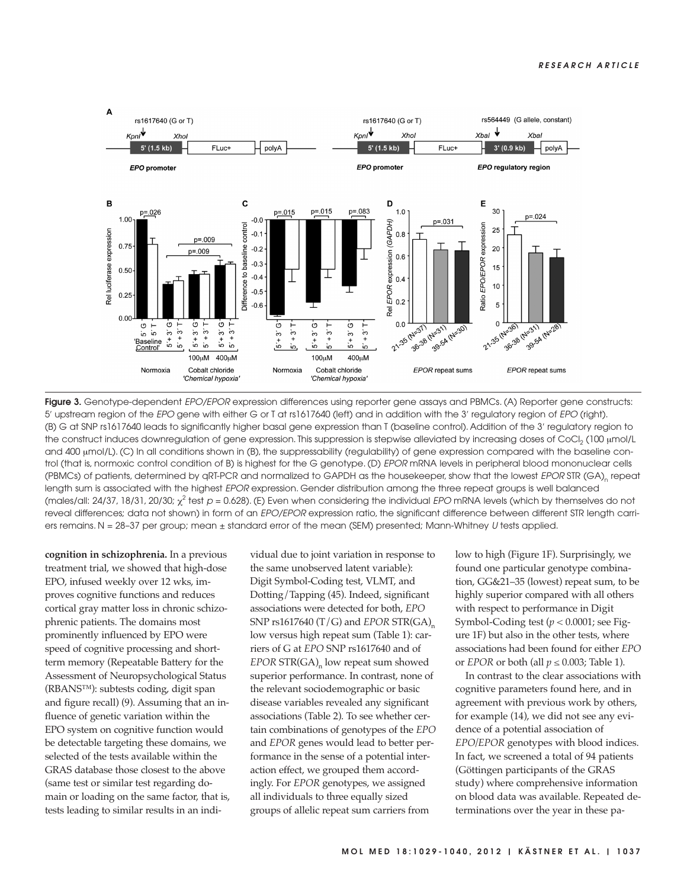**Figure 3.** Genotype-dependent *EPO/EPOR* expression differences using reporter gene assays and PBMCs. (A) Reporter gene constructs: 5′ upstream region of the *EPO* gene with either G or T at rs1617640 (left) and in addition with the 3′ regulatory region of *EPO* (right). (B) G at SNP rs1617640 leads to significantly higher basal gene expression than T (baseline control). Addition of the 3′ regulatory region to the construct induces downregulation of gene expression. This suppression is stepwise alleviated by increasing doses of $CoCl_2$ (100 μmol/L and 400 μmol/L). (C) In all conditions shown in (B), the suppressability (regulability) of gene expression compared with the baseline control (that is, normoxic control condition of B) is highest for the G genotype. (D) *EPOR* mRNA levels in peripheral blood mononuclear cells (PBMCs) of patients, determined by qRT-PCR and normalized to GAPDH as the housekeeper, show that the lowest *EPOR* STR $(GA)_n$ repeat length sum is associated with the highest *EPOR* expression. Gender distribution among the three repeat groups is well balanced (males/all: 24/37, 18/31, 20/30; $\chi^2$ test $p = 0.628$). (E) Even when considering the individual *EPO* mRNA levels (which by themselves do not reveal differences; data not shown) in form of an *EPO/EPOR* expression ratio, the significant difference between different STR length carriers remains. N = 28–37 per group; mean ± standard error of the mean (SEM) presented; Mann-Whitney *U* tests applied.

**cognition in schizophrenia.** In a previous treatment trial, we showed that high-dose EPO, infused weekly over 12 wks, improves cognitive functions and reduces cortical gray matter loss in chronic schizophrenic patients. The domains most prominently influenced by EPO were speed of cognitive processing and short-term memory (Repeatable Battery for the Assessment of Neuropsychological Status (RBANS™): subtests coding, digit span and figure recall) (9). Assuming that an influence of genetic variation within the EPO system on cognitive function would be detectable targeting these domains, we selected of the tests available within the GRAS database those closest to the above (same test or similar test regarding domain or loading on the same factor, that is, tests leading to similar results in an individual due to joint variation in response to the same unobserved latent variable): Digit Symbol-Coding test, VLMT, and Dotting/Tapping (45). Indeed, significant associations were detected for both, *EPO* SNP rs1617640 (T/G) and *EPOR* $STR(GA)_n$ low versus high repeat sum (Table 1): carriers of G at *EPO* SNP rs1617640 and of *EPOR* $STR(GA)_n$ low repeat sum showed superior performance. In contrast, none of the relevant sociodemographic or basic disease variables revealed any significant associations (Table 2). To see whether certain combinations of genotypes of the *EPO* and *EPOR* genes would lead to better performance in the sense of a potential interaction effect, we grouped them accordingly. For *EPOR* genotypes, we assigned all individuals to three equally sized groups of allelic repeat sum carriers from low to high (Figure 1F). Surprisingly, we found one particular genotype combination, GG&21–35 (lowest) repeat sum, to be highly superior compared with all others with respect to performance in Digit Symbol-Coding test ($p < 0.0001$; see Figure 1F) but also in the other tests, where associations had been found for either *EPO* or *EPOR* or both (all $p \leq 0.003$; Table 1).

In contrast to the clear associations with cognitive parameters found here, and in agreement with previous work by others, for example (14), we did not see any evidence of a potential association of *EPO*/*EPOR* genotypes with blood indices. In fact, we screened a total of 94 patients (Göttingen participants of the GRAS study) where comprehensive information on blood data was available. Repeated determinations over the year in these pa-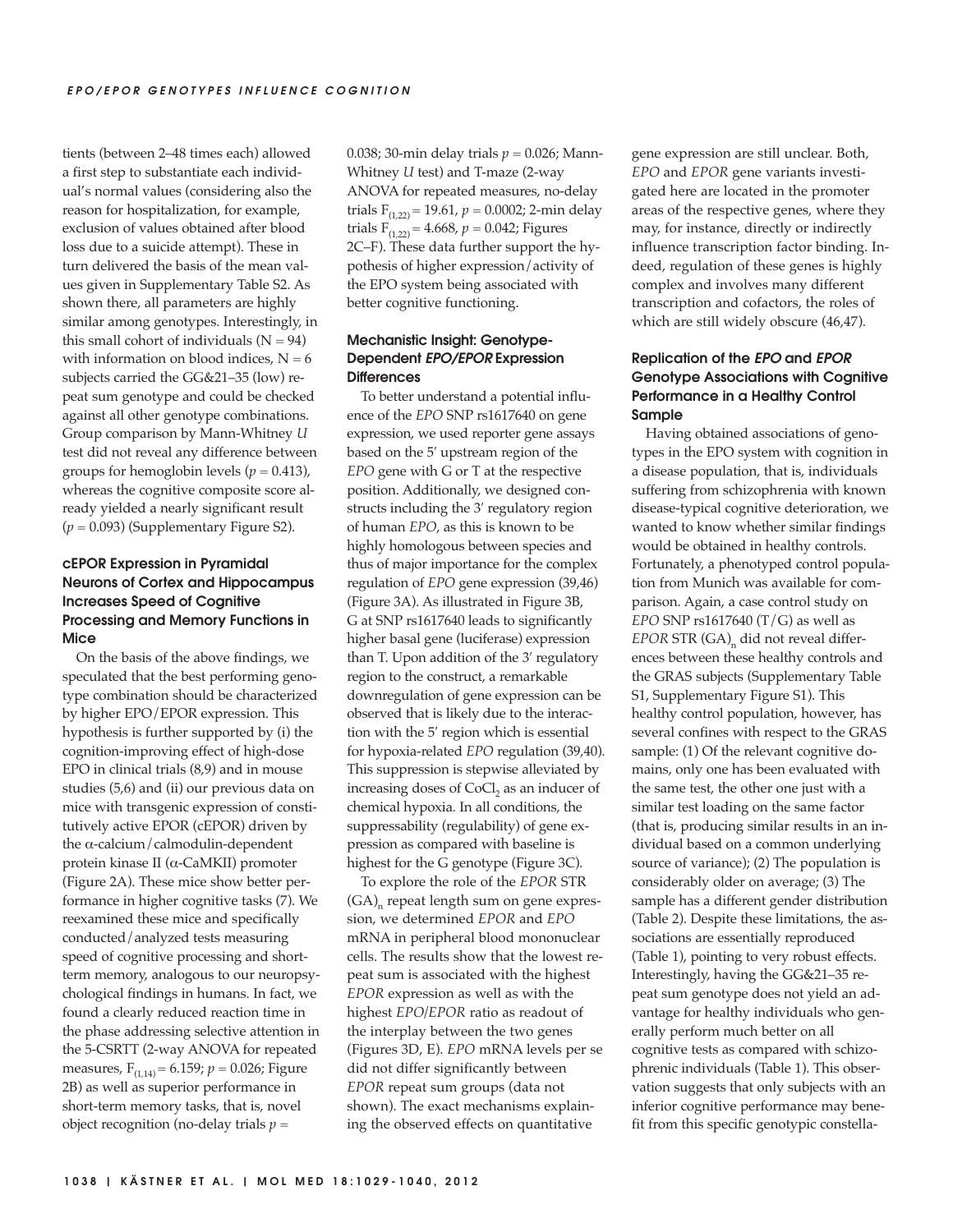tients (between 2–48 times each) allowed a first step to substantiate each individual's normal values (considering also the reason for hospitalization, for example, exclusion of values obtained after blood loss due to a suicide attempt). These in turn delivered the basis of the mean values given in Supplementary Table S2. As shown there, all parameters are highly similar among genotypes. Interestingly, in this small cohort of individuals (N = 94) with information on blood indices, N = 6 subjects carried the GG&21–35 (low) repeat sum genotype and could be checked against all other genotype combinations. Group comparison by Mann-Whitney *U* test did not reveal any difference between groups for hemoglobin levels ($p = 0.413$), whereas the cognitive composite score already yielded a nearly significant result ($p = 0.093$) (Supplementary Figure S2).

### cEPOR Expression in Pyramidal Neurons of Cortex and Hippocampus Increases Speed of Cognitive Processing and Memory Functions in Mice

On the basis of the above findings, we speculated that the best performing genotype combination should be characterized by higher EPO/EPOR expression. This hypothesis is further supported by (i) the cognition-improving effect of high-dose EPO in clinical trials (8,9) and in mouse studies (5,6) and (ii) our previous data on mice with transgenic expression of constitutively active EPOR (cEPOR) driven by the α-calcium/calmodulin-dependent protein kinase II (α-CaMKII) promoter (Figure 2A). These mice show better performance in higher cognitive tasks (7). We reexamined these mice and specifically conducted/analyzed tests measuring speed of cognitive processing and short-term memory, analogous to our neuropsychological findings in humans. In fact, we found a clearly reduced reaction time in the phase addressing selective attention in the 5-CSRTT (2-way ANOVA for repeated measures, $F_{(1,14)} = 6.159$; $p = 0.026$; Figure 2B) as well as superior performance in short-term memory tasks, that is, novel object recognition (no-delay trials $p = 0.038$; 30-min delay trials $p = 0.026$; Mann-Whitney *U* test) and T-maze (2-way ANOVA for repeated measures, no-delay trials $F_{(1,22)} = 19.61$, $p = 0.0002$; 2-min delay trials $F_{(1,22)} = 4.668$, $p = 0.042$; Figures 2C–F). These data further support the hypothesis of higher expression/activity of the EPO system being associated with better cognitive functioning.

### Mechanistic Insight: Genotype-Dependent *EPO/EPOR* Expression Differences

To better understand a potential influence of the *EPO* SNP rs1617640 on gene expression, we used reporter gene assays based on the 5′ upstream region of the *EPO* gene with G or T at the respective position. Additionally, we designed constructs including the 3′ regulatory region of human *EPO*, as this is known to be highly homologous between species and thus of major importance for the complex regulation of *EPO* gene expression (39,46) (Figure 3A). As illustrated in Figure 3B, G at SNP rs1617640 leads to significantly higher basal gene (luciferase) expression than T. Upon addition of the 3′ regulatory region to the construct, a remarkable downregulation of gene expression can be observed that is likely due to the interaction with the 5′ region which is essential for hypoxia-related *EPO* regulation (39,40). This suppression is stepwise alleviated by increasing doses of $CoCl_2$ as an inducer of chemical hypoxia. In all conditions, the suppressability (regulability) of gene expression as compared with baseline is highest for the G genotype (Figure 3C).

To explore the role of the *EPOR* STR $(GA)_n$ repeat length sum on gene expression, we determined *EPOR* and *EPO* mRNA in peripheral blood mononuclear cells. The results show that the lowest repeat sum is associated with the highest *EPOR* expression as well as with the highest *EPO*/*EPOR* ratio as readout of the interplay between the two genes (Figures 3D, E). *EPO* mRNA levels per se did not differ significantly between *EPOR* repeat sum groups (data not shown). The exact mechanisms explaining the observed effects on quantitative gene expression are still unclear. Both, *EPO* and *EPOR* gene variants investigated here are located in the promoter areas of the respective genes, where they may, for instance, directly or indirectly influence transcription factor binding. Indeed, regulation of these genes is highly complex and involves many different transcription and cofactors, the roles of which are still widely obscure (46,47).

### Replication of the *EPO* and *EPOR* Genotype Associations with Cognitive Performance in a Healthy Control Sample

Having obtained associations of genotypes in the EPO system with cognition in a disease population, that is, individuals suffering from schizophrenia with known disease-typical cognitive deterioration, we wanted to know whether similar findings would be obtained in healthy controls. Fortunately, a phenotyped control population from Munich was available for comparison. Again, a case control study on *EPO* SNP rs1617640 (T/G) as well as *EPOR* STR $(GA)_n$ did not reveal differences between these healthy controls and the GRAS subjects (Supplementary Table S1, Supplementary Figure S1). This healthy control population, however, has several confines with respect to the GRAS sample: (1) Of the relevant cognitive domains, only one has been evaluated with the same test, the other one just with a similar test loading on the same factor (that is, producing similar results in an individual based on a common underlying source of variance); (2) The population is considerably older on average; (3) The sample has a different gender distribution (Table 2). Despite these limitations, the associations are essentially reproduced (Table 1), pointing to very robust effects. Interestingly, having the GG&21–35 repeat sum genotype does not yield an advantage for healthy individuals who generally perform much better on all cognitive tests as compared with schizophrenic individuals (Table 1). This observation suggests that only subjects with an inferior cognitive performance may benefit from this specific genotypic constella-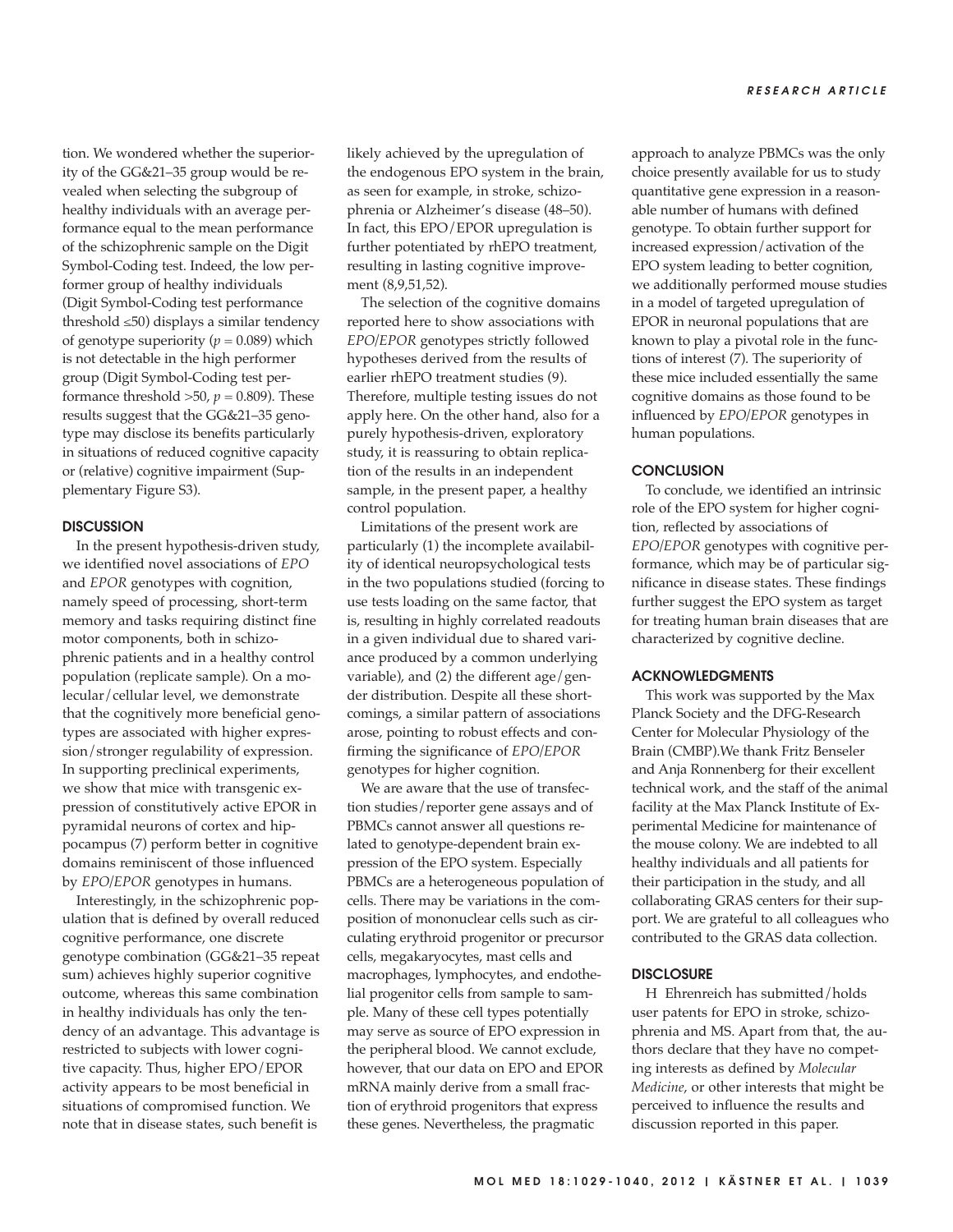tion. We wondered whether the superiority of the GG&21–35 group would be revealed when selecting the subgroup of healthy individuals with an average performance equal to the mean performance of the schizophrenic sample on the Digit Symbol-Coding test. Indeed, the low performer group of healthy individuals (Digit Symbol-Coding test performance threshold ≤50) displays a similar tendency of genotype superiority ($p = 0.089$) which is not detectable in the high performer group (Digit Symbol-Coding test performance threshold >50, $p = 0.809$). These results suggest that the GG&21–35 genotype may disclose its benefits particularly in situations of reduced cognitive capacity or (relative) cognitive impairment (Supplementary Figure S3).

## DISCUSSION

In the present hypothesis-driven study, we identified novel associations of *EPO* and *EPOR* genotypes with cognition, namely speed of processing, short-term memory and tasks requiring distinct fine motor components, both in schizophrenic patients and in a healthy control population (replicate sample). On a molecular/cellular level, we demonstrate that the cognitively more beneficial genotypes are associated with higher expression/stronger regulability of expression. In supporting preclinical experiments, we show that mice with transgenic expression of constitutively active EPOR in pyramidal neurons of cortex and hippocampus (7) perform better in cognitive domains reminiscent of those influenced by *EPO*/*EPOR* genotypes in humans.

Interestingly, in the schizophrenic population that is defined by overall reduced cognitive performance, one discrete genotype combination (GG&21–35 repeat sum) achieves highly superior cognitive outcome, whereas this same combination in healthy individuals has only the tendency of an advantage. This advantage is restricted to subjects with lower cognitive capacity. Thus, higher EPO/EPOR activity appears to be most beneficial in situations of compromised function. We note that in disease states, such benefit is likely achieved by the upregulation of the endogenous EPO system in the brain, as seen for example, in stroke, schizophrenia or Alzheimer's disease (48–50). In fact, this EPO/EPOR upregulation is further potentiated by rhEPO treatment, resulting in lasting cognitive improvement (8,9,51,52).

The selection of the cognitive domains reported here to show associations with *EPO*/*EPOR* genotypes strictly followed hypotheses derived from the results of earlier rhEPO treatment studies (9). Therefore, multiple testing issues do not apply here. On the other hand, also for a purely hypothesis-driven, exploratory study, it is reassuring to obtain replication of the results in an independent sample, in the present paper, a healthy control population.

Limitations of the present work are particularly (1) the incomplete availability of identical neuropsychological tests in the two populations studied (forcing to use tests loading on the same factor, that is, resulting in highly correlated readouts in a given individual due to shared variance produced by a common underlying variable), and (2) the different age/gender distribution. Despite all these shortcomings, a similar pattern of associations arose, pointing to robust effects and confirming the significance of *EPO*/*EPOR* genotypes for higher cognition.

We are aware that the use of transfection studies/reporter gene assays and of PBMCs cannot answer all questions related to genotype-dependent brain expression of the EPO system. Especially PBMCs are a heterogeneous population of cells. There may be variations in the composition of mononuclear cells such as circulating erythroid progenitor or precursor cells, megakaryocytes, mast cells and macrophages, lymphocytes, and endothelial progenitor cells from sample to sample. Many of these cell types potentially may serve as source of EPO expression in the peripheral blood. We cannot exclude, however, that our data on EPO and EPOR mRNA mainly derive from a small fraction of erythroid progenitors that express these genes. Nevertheless, the pragmatic approach to analyze PBMCs was the only choice presently available for us to study quantitative gene expression in a reasonable number of humans with defined genotype. To obtain further support for increased expression/activation of the EPO system leading to better cognition, we additionally performed mouse studies in a model of targeted upregulation of EPOR in neuronal populations that are known to play a pivotal role in the functions of interest (7). The superiority of these mice included essentially the same cognitive domains as those found to be influenced by *EPO*/*EPOR* genotypes in human populations.

## CONCLUSION

To conclude, we identified an intrinsic role of the EPO system for higher cognition, reflected by associations of *EPO*/*EPOR* genotypes with cognitive performance, which may be of particular significance in disease states. These findings further suggest the EPO system as target for treating human brain diseases that are characterized by cognitive decline.

## ACKNOWLEDGMENTS

This work was supported by the Max Planck Society and the DFG-Research Center for Molecular Physiology of the Brain (CMBP).We thank Fritz Benseler and Anja Ronnenberg for their excellent technical work, and the staff of the animal facility at the Max Planck Institute of Experimental Medicine for maintenance of the mouse colony. We are indebted to all healthy individuals and all patients for their participation in the study, and all collaborating GRAS centers for their support. We are grateful to all colleagues who contributed to the GRAS data collection.

## DISCLOSURE

H Ehrenreich has submitted/holds user patents for EPO in stroke, schizophrenia and MS. Apart from that, the authors declare that they have no competing interests as defined by *Molecular Medicine*, or other interests that might be perceived to influence the results and discussion reported in this paper.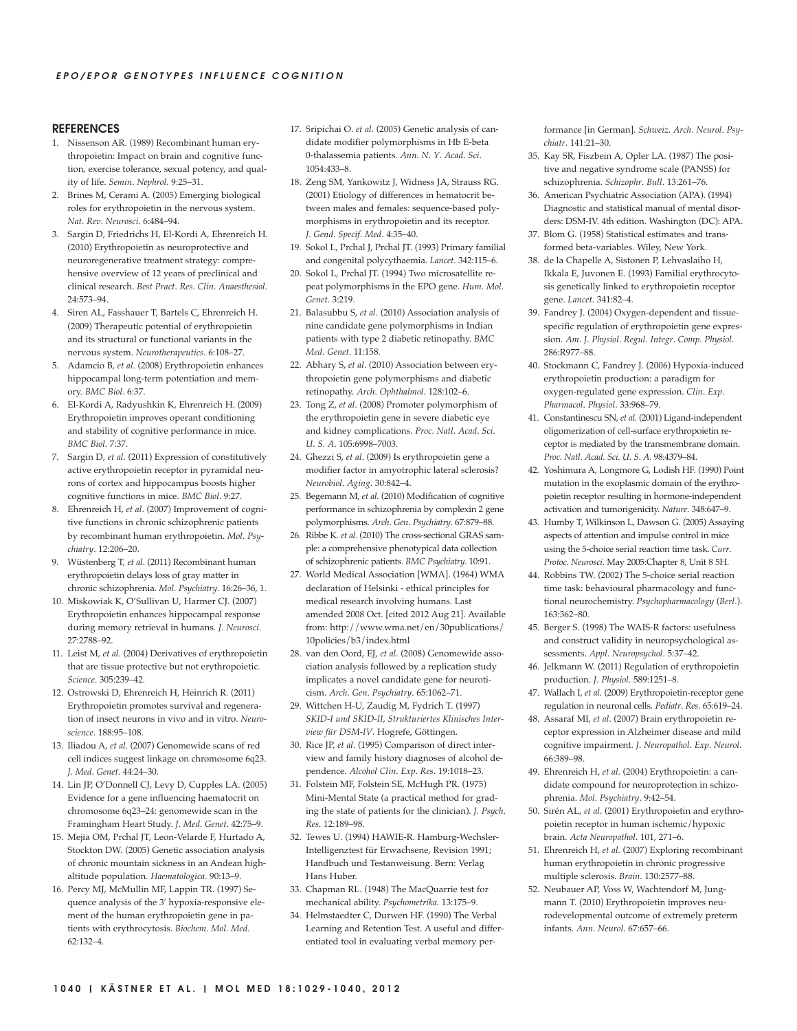## REFERENCES

1. Nissenson AR. (1989) Recombinant human erythropoietin: Impact on brain and cognitive function, exercise tolerance, sexual potency, and quality of life. *Semin. Nephrol.* 9:25–31.
2. Brines M, Cerami A. (2005) Emerging biological roles for erythropoietin in the nervous system. *Nat. Rev. Neurosci.* 6:484–94.
3. Sargin D, Friedrichs H, El-Kordi A, Ehrenreich H. (2010) Erythropoietin as neuroprotective and neuroregenerative treatment strategy: comprehensive overview of 12 years of preclinical and clinical research. *Best Pract. Res. Clin. Anaesthesiol.* 24:573–94.
4. Siren AL, Fasshauer T, Bartels C, Ehrenreich H. (2009) Therapeutic potential of erythropoietin and its structural or functional variants in the nervous system. *Neurotherapeutics.* 6:108–27.
5. Adamcio B, *et al.* (2008) Erythropoietin enhances hippocampal long-term potentiation and memory. *BMC Biol.* 6:37.
6. El-Kordi A, Radyushkin K, Ehrenreich H. (2009) Erythropoietin improves operant conditioning and stability of cognitive performance in mice. *BMC Biol.* 7:37.
7. Sargin D, *et al.* (2011) Expression of constitutively active erythropoietin receptor in pyramidal neurons of cortex and hippocampus boosts higher cognitive functions in mice. *BMC Biol.* 9:27.
8. Ehrenreich H, *et al.* (2007) Improvement of cognitive functions in chronic schizophrenic patients by recombinant human erythropoietin. *Mol. Psychiatry.* 12:206–20.
9. Wüstenberg T, *et al.* (2011) Recombinant human erythropoietin delays loss of gray matter in chronic schizophrenia. *Mol. Psychiatry.* 16:26–36, 1.
10. Miskowiak K, O'Sullivan U, Harmer CJ. (2007) Erythropoietin enhances hippocampal response during memory retrieval in humans. *J. Neurosci.* 27:2788–92.
11. Leist M, *et al.* (2004) Derivatives of erythropoietin that are tissue protective but not erythropoietic. *Science.* 305:239–42.
12. Ostrowski D, Ehrenreich H, Heinrich R. (2011) Erythropoietin promotes survival and regeneration of insect neurons in vivo and in vitro. *Neuroscience.* 188:95–108.
13. Iliadou A, *et al.* (2007) Genomewide scans of red cell indices suggest linkage on chromosome 6q23. *J. Med. Genet.* 44:24–30.
14. Lin JP, O'Donnell CJ, Levy D, Cupples LA. (2005) Evidence for a gene influencing haematocrit on chromosome 6q23–24: genomewide scan in the Framingham Heart Study. *J. Med. Genet.* 42:75–9.
15. Mejia OM, Prchal JT, Leon-Velarde F, Hurtado A, Stockton DW. (2005) Genetic association analysis of chronic mountain sickness in an Andean high-altitude population. *Haematologica.* 90:13–9.
16. Percy MJ, McMullin MF, Lappin TR. (1997) Sequence analysis of the 3' hypoxia-responsive element of the human erythropoietin gene in patients with erythrocytosis. *Biochem. Mol. Med.* 62:132–4.
17. Sripichai O. *et al.* (2005) Genetic analysis of candidate modifier polymorphisms in Hb E-beta 0-thalassemia patients. *Ann. N. Y. Acad. Sci.* 1054:433–8.
18. Zeng SM, Yankowitz J, Widness JA, Strauss RG. (2001) Etiology of differences in hematocrit between males and females: sequence-based polymorphisms in erythropoietin and its receptor. *J. Gend. Specif. Med.* 4:35–40.
19. Sokol L, Prchal J, Prchal JT. (1993) Primary familial and congenital polycythaemia. *Lancet.* 342:115–6.
20. Sokol L, Prchal JT. (1994) Two microsatellite repeat polymorphisms in the EPO gene. *Hum. Mol. Genet.* 3:219.
21. Balasubbu S, *et al.* (2010) Association analysis of nine candidate gene polymorphisms in Indian patients with type 2 diabetic retinopathy. *BMC Med. Genet.* 11:158.
22. Abhary S, *et al.* (2010) Association between erythropoietin gene polymorphisms and diabetic retinopathy. *Arch. Ophthalmol.* 128:102–6.
23. Tong Z, *et al.* (2008) Promoter polymorphism of the erythropoietin gene in severe diabetic eye and kidney complications. *Proc. Natl. Acad. Sci. U. S. A.* 105:6998–7003.
24. Ghezzi S, *et al.* (2009) Is erythropoietin gene a modifier factor in amyotrophic lateral sclerosis? *Neurobiol. Aging.* 30:842–4.
25. Begemann M, *et al.* (2010) Modification of cognitive performance in schizophrenia by complexin 2 gene polymorphisms. *Arch. Gen. Psychiatry.* 67:879–88.
26. Ribbe K. *et al.* (2010) The cross-sectional GRAS sample: a comprehensive phenotypical data collection of schizophrenic patients. *BMC Psychiatry.* 10:91.
27. World Medical Association [WMA]. (1964) WMA declaration of Helsinki - ethical principles for medical research involving humans. Last amended 2008 Oct. [cited 2012 Aug 21]. Available from: http://www.wma.net/en/30publications/10policies/b3/index.html
28. van den Oord, EJ, *et al.* (2008) Genomewide association analysis followed by a replication study implicates a novel candidate gene for neuroticism. *Arch. Gen. Psychiatry.* 65:1062–71.
29. Wittchen H-U, Zaudig M, Fydrich T. (1997) *SKID-I und SKID-II, Strukturiertes Klinisches Interview für DSM-IV.* Hogrefe, Göttingen.
30. Rice JP, *et al.* (1995) Comparison of direct interview and family history diagnoses of alcohol dependence. *Alcohol Clin. Exp. Res.* 19:1018–23.
31. Folstein MF, Folstein SE, McHugh PR. (1975) Mini-Mental State (a practical method for grading the state of patients for the clinician). *J. Psych. Res.* 12:189–98.
32. Tewes U. (1994) HAWIE-R. Hamburg-Wechsler-Intelligenztest für Erwachsene, Revision 1991; Handbuch und Testanweisung. Bern: Verlag Hans Huber.
33. Chapman RL. (1948) The MacQuarrie test for mechanical ability. *Psychometrika.* 13:175–9.
34. Helmstaedter C, Durwen HF. (1990) The Verbal Learning and Retention Test. A useful and differentiated tool in evaluating verbal memory performance [in German]. *Schweiz. Arch. Neurol. Psychiatr.* 141:21–30.
35. Kay SR, Fiszbein A, Opler LA. (1987) The positive and negative syndrome scale (PANSS) for schizophrenia. *Schizophr. Bull.* 13:261–76.
36. American Psychiatric Association (APA). (1994) Diagnostic and statistical manual of mental disorders: DSM-IV. 4th edition. Washington (DC): APA.
37. Blom G. (1958) Statistical estimates and transformed beta-variables. Wiley, New York.
38. de la Chapelle A, Sistonen P, Lehvaslaiho H, Ikkala E, Juvonen E. (1993) Familial erythrocytosis genetically linked to erythropoietin receptor gene. *Lancet.* 341:82–4.
39. Fandrey J. (2004) Oxygen-dependent and tissue-specific regulation of erythropoietin gene expression. *Am. J. Physiol. Regul. Integr. Comp. Physiol.* 286:R977–88.
40. Stockmann C, Fandrey J. (2006) Hypoxia-induced erythropoietin production: a paradigm for oxygen-regulated gene expression. *Clin. Exp. Pharmacol. Physiol.* 33:968–79.
41. Constantinescu SN, *et al.* (2001) Ligand-independent oligomerization of cell-surface erythropoietin receptor is mediated by the transmembrane domain. *Proc. Natl. Acad. Sci. U. S. A.* 98:4379–84.
42. Yoshimura A, Longmore G, Lodish HF. (1990) Point mutation in the exoplasmic domain of the erythropoietin receptor resulting in hormone-independent activation and tumorigenicity. *Nature.* 348:647–9.
43. Humby T, Wilkinson L, Dawson G. (2005) Assaying aspects of attention and impulse control in mice using the 5-choice serial reaction time task. *Curr. Protoc. Neurosci.* May 2005:Chapter 8, Unit 8 5H.
44. Robbins TW. (2002) The 5-choice serial reaction time task: behavioural pharmacology and functional neurochemistry. *Psychopharmacology (Berl.).* 163:362–80.
45. Berger S. (1998) The WAIS-R factors: usefulness and construct validity in neuropsychological assessments. *Appl. Neuropsychol.* 5:37–42.
46. Jelkmann W. (2011) Regulation of erythropoietin production. *J. Physiol.* 589:1251–8.
47. Wallach I, *et al.* (2009) Erythropoietin-receptor gene regulation in neuronal cells. *Pediatr. Res.* 65:619–24.
48. Assaraf MI, *et al.* (2007) Brain erythropoietin receptor expression in Alzheimer disease and mild cognitive impairment. *J. Neuropathol. Exp. Neurol.* 66:389–98.
49. Ehrenreich H, *et al.* (2004) Erythropoietin: a candidate compound for neuroprotection in schizophrenia. *Mol. Psychiatry.* 9:42–54.
50. Sirén AL, *et al.* (2001) Erythropoietin and erythropoietin receptor in human ischemic/hypoxic brain. *Acta Neuropathol.* 101, 271–6.
51. Ehrenreich H, *et al.* (2007) Exploring recombinant human erythropoietin in chronic progressive multiple sclerosis. *Brain.* 130:2577–88.
52. Neubauer AP, Voss W, Wachtendorf M, Jungmann T. (2010) Erythropoietin improves neurodevelopmental outcome of extremely preterm infants. *Ann. Neurol.* 67:657–66.